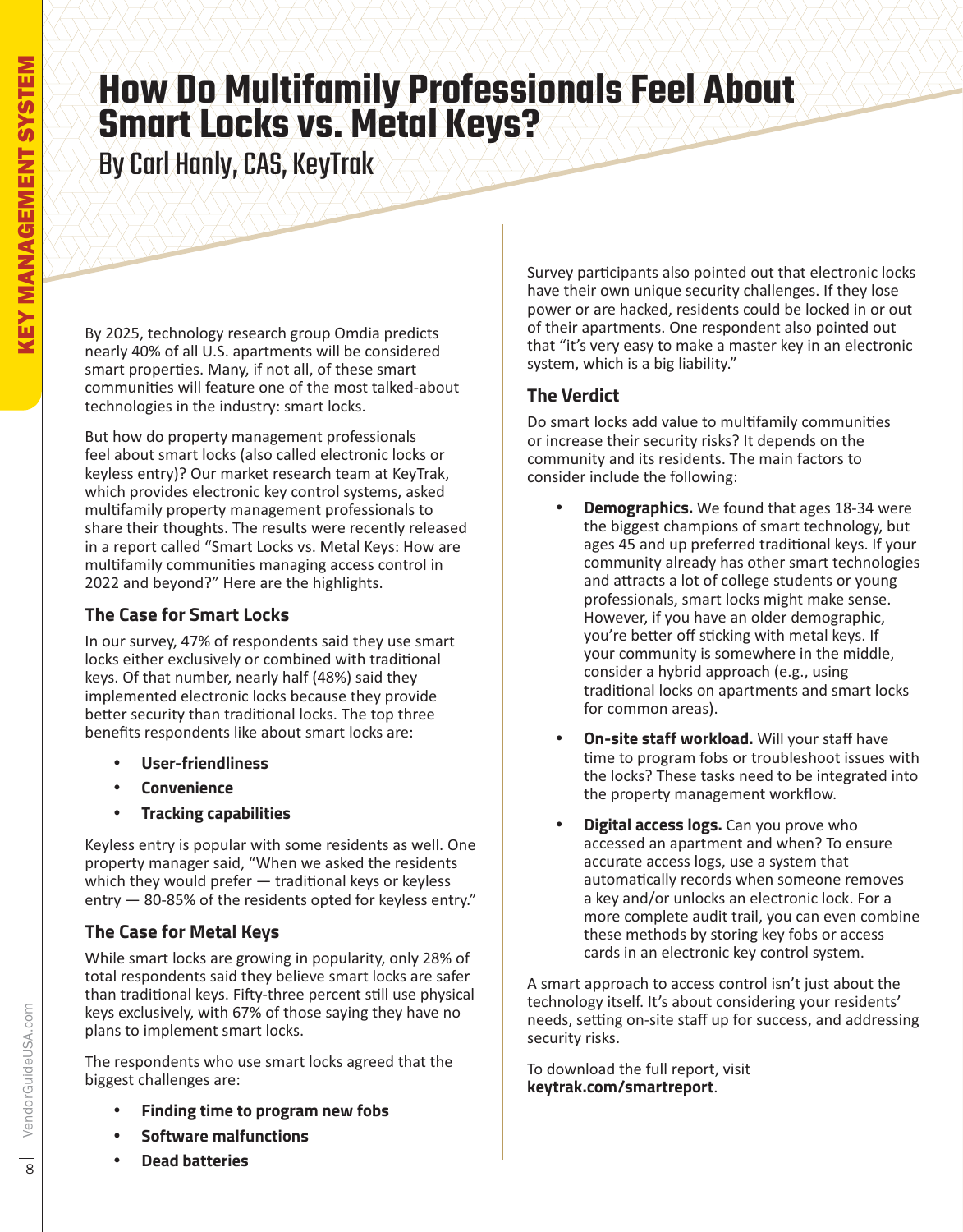# How Do Multifamily Professionals Feel About Smart Locks vs. Metal Keys?

## By Carl Hanly, CAS, KeyTrak

By 2025, technology research group Omdia predicts nearly 40% of all U.S. apartments will be considered smart properties. Many, if not all, of these smart communities will feature one of the most talked-about technologies in the industry: smart locks.

But how do property management professionals feel about smart locks (also called electronic locks or keyless entry)? Our market research team at KeyTrak, which provides electronic key control systems, asked multifamily property management professionals to share their thoughts. The results were recently released in a report called "Smart Locks vs. Metal Keys: How are multifamily communities managing access control in 2022 and beyond?" Here are the highlights.

### The Case for Smart Locks

In our survey, 47% of respondents said they use smart locks either exclusively or combined with traditional keys. Of that number, nearly half (48%) said they implemented electronic locks because they provide better security than traditional locks. The top three benefits respondents like about smart locks are:

- **User-friendliness**
- **Convenience**
- **Tracking capabilities**

Keyless entry is popular with some residents as well. One property manager said, "When we asked the residents which they would prefer — traditional keys or keyless entry — 80-85% of the residents opted for keyless entry."

### The Case for Metal Keys

While smart locks are growing in popularity, only 28% of total respondents said they believe smart locks are safer than traditional keys. Fifty-three percent still use physical keys exclusively, with 67% of those saying they have no plans to implement smart locks.

The respondents who use smart locks agreed that the biggest challenges are:

- **Finding time to program new fobs**
- **Software malfunctions**
- **Dead batteries**

Survey participants also pointed out that electronic locks have their own unique security challenges. If they lose power or are hacked, residents could be locked in or out of their apartments. One respondent also pointed out that "it's very easy to make a master key in an electronic system, which is a big liability."

### The Verdict

Do smart locks add value to multifamily communities or increase their security risks? It depends on the community and its residents. The main factors to consider include the following:

- **Demographics.** We found that ages 18-34 were the biggest champions of smart technology, but ages 45 and up preferred traditional keys. If your community already has other smart technologies and attracts a lot of college students or young professionals, smart locks might make sense. However, if you have an older demographic, you're better off sticking with metal keys. If your community is somewhere in the middle, consider a hybrid approach (e.g., using traditional locks on apartments and smart locks for common areas).
- **On-site staff workload.** Will your staff have time to program fobs or troubleshoot issues with the locks? These tasks need to be integrated into the property management workflow.
- **Digital access logs.** Can you prove who accessed an apartment and when? To ensure accurate access logs, use a system that automatically records when someone removes a key and/or unlocks an electronic lock. For a more complete audit trail, you can even combine these methods by storing key fobs or access cards in an electronic key control system.

A smart approach to access control isn't just about the technology itself. It's about considering your residents' needs, setting on-site staff up for success, and addressing security risks.

To download the full report, visit **keytrak.com/smartreport**.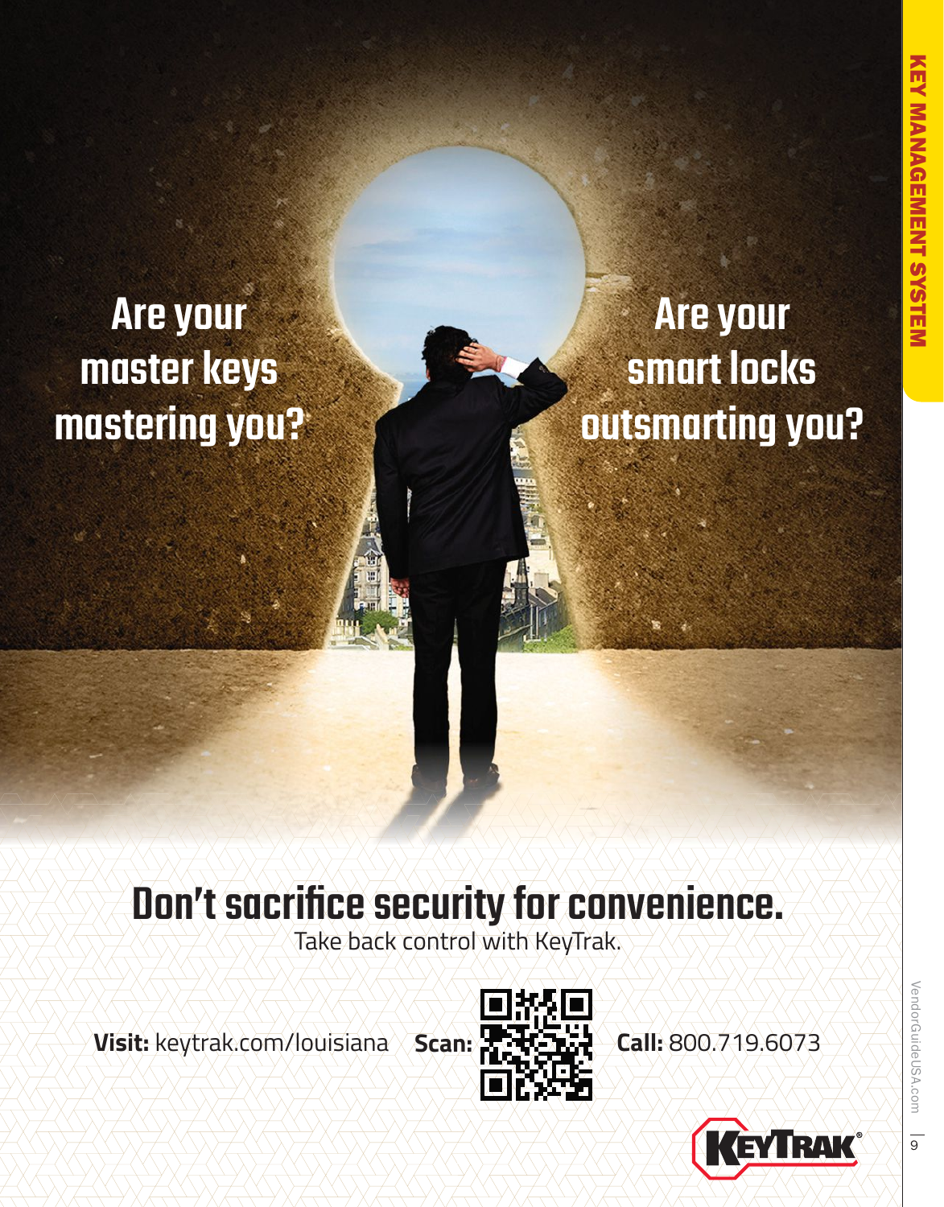Are your master keys mastering you?

Are your smart locks outsmarting you?

# Don't sacrifice security for convenience.

Take back control with KeyTrak.

**Visit:** keytrak.com/louisiana **Scan:** **Call:** 800.719.6073

KEYTRAK®

KEY MANAGEMENT SYSTEM